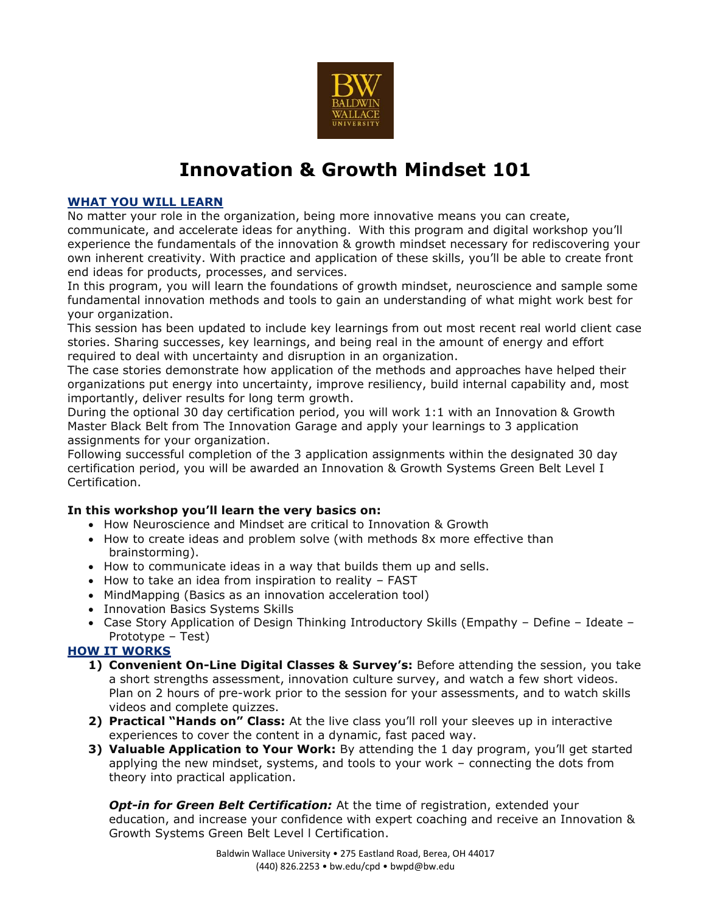# Innovation & Growth Mindset 101

## WHAT YOU WILL LEARN

No matter your role in the organization, being more innovative means you can create, communicate, and accelerate ideas for anything. With this program and digital workshop you'll experience the fundamentals of the innovation & growth mindset necessary for rediscovering your own inherent creativity. With practice and application of these skills, you'll be able to create front end ideas for products, processes, and services.

In this program, you will learn the foundations of growth mindset, neuroscience and sample some fundamental innovation methods and tools to gain an understanding of what might work best for your organization.

This session has been updated to include key learnings from out most recent real world client case stories. Sharing successes, key learnings, and being real in the amount of energy and effort required to deal with uncertainty and disruption in an organization.

The case stories demonstrate how application of the methods and approaches have helped their organizations put energy into uncertainty, improve resiliency, build internal capability and, most importantly, deliver results for long term growth.

During the optional 30 day certification period, you will work 1:1 with an Innovation & Growth Master Black Belt from The Innovation Garage and apply your learnings to 3 application assignments for your organization.

Following successful completion of the 3 application assignments within the designated 30 day certification period, you will be awarded an Innovation & Growth Systems Green Belt Level I Certification.

**In this workshop you'll learn the very basics on:**

- How Neuroscience and Mindset are critical to Innovation & Growth
- How to create ideas and problem solve (with methods 8x more effective than brainstorming).
- How to communicate ideas in a way that builds them up and sells.
- How to take an idea from inspiration to reality – FAST
- MindMapping (Basics as an innovation acceleration tool)
- Innovation Basics Systems Skills
- Case Story Application of Design Thinking Introductory Skills (Empathy – Define – Ideate – Prototype – Test)

## HOW IT WORKS

1) **Convenient On-Line Digital Classes & Survey's:** Before attending the session, you take a short strengths assessment, innovation culture survey, and watch a few short videos. Plan on 2 hours of pre-work prior to the session for your assessments, and to watch skills videos and complete quizzes.
2) **Practical "Hands on" Class:** At the live class you'll roll your sleeves up in interactive experiences to cover the content in a dynamic, fast paced way.
3) **Valuable Application to Your Work:** By attending the 1 day program, you'll get started applying the new mindset, systems, and tools to your work – connecting the dots from theory into practical application.

   ***Opt-in for Green Belt Certification:*** At the time of registration, extended your education, and increase your confidence with expert coaching and receive an Innovation & Growth Systems Green Belt Level I Certification.

Baldwin Wallace University • 275 Eastland Road, Berea, OH 44017
(440) 826.2253 • bw.edu/cpd • bwpd@bw.edu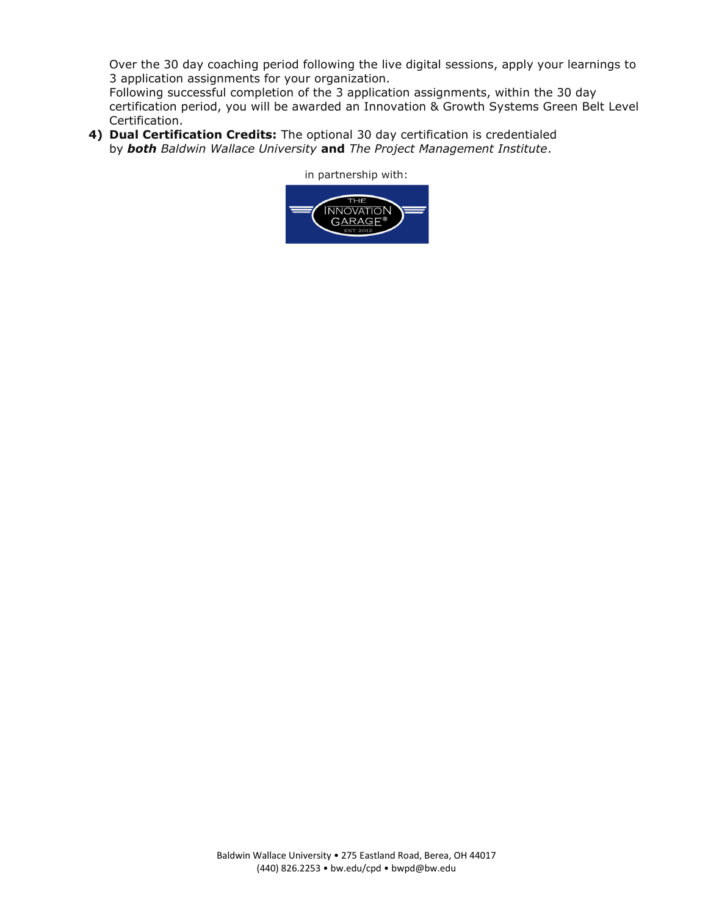Over the 30 day coaching period following the live digital sessions, apply your learnings to 3 application assignments for your organization.
Following successful completion of the 3 application assignments, within the 30 day certification period, you will be awarded an Innovation & Growth Systems Green Belt Level Certification.

4) **Dual Certification Credits:** The optional 30 day certification is credentialed by ***both*** *Baldwin Wallace University* **and** *The Project Management Institute*.

in partnership with: